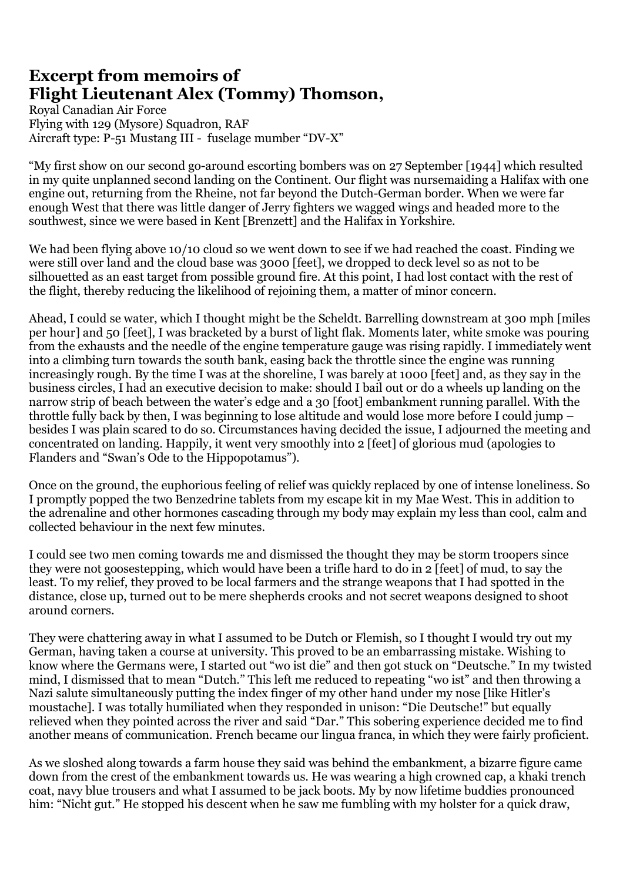# Excerpt from memoirs of Flight Lieutenant Alex (Tommy) Thomson,

Royal Canadian Air Force
Flying with 129 (Mysore) Squadron, RAF
Aircraft type: P-51 Mustang III - fuselage mumber "DV-X"

"My first show on our second go-around escorting bombers was on 27 September [1944] which resulted in my quite unplanned second landing on the Continent. Our flight was nursemaiding a Halifax with one engine out, returning from the Rheine, not far beyond the Dutch-German border. When we were far enough West that there was little danger of Jerry fighters we wagged wings and headed more to the southwest, since we were based in Kent [Brenzett] and the Halifax in Yorkshire.

We had been flying above 10/10 cloud so we went down to see if we had reached the coast. Finding we were still over land and the cloud base was 3000 [feet], we dropped to deck level so as not to be silhouetted as an east target from possible ground fire. At this point, I had lost contact with the rest of the flight, thereby reducing the likelihood of rejoining them, a matter of minor concern.

Ahead, I could se water, which I thought might be the Scheldt. Barrelling downstream at 300 mph [miles per hour] and 50 [feet], I was bracketed by a burst of light flak. Moments later, white smoke was pouring from the exhausts and the needle of the engine temperature gauge was rising rapidly. I immediately went into a climbing turn towards the south bank, easing back the throttle since the engine was running increasingly rough. By the time I was at the shoreline, I was barely at 1000 [feet] and, as they say in the business circles, I had an executive decision to make: should I bail out or do a wheels up landing on the narrow strip of beach between the water's edge and a 30 [foot] embankment running parallel. With the throttle fully back by then, I was beginning to lose altitude and would lose more before I could jump – besides I was plain scared to do so. Circumstances having decided the issue, I adjourned the meeting and concentrated on landing. Happily, it went very smoothly into 2 [feet] of glorious mud (apologies to Flanders and "Swan's Ode to the Hippopotamus").

Once on the ground, the euphorious feeling of relief was quickly replaced by one of intense loneliness. So I promptly popped the two Benzedrine tablets from my escape kit in my Mae West. This in addition to the adrenaline and other hormones cascading through my body may explain my less than cool, calm and collected behaviour in the next few minutes.

I could see two men coming towards me and dismissed the thought they may be storm troopers since they were not goosestepping, which would have been a trifle hard to do in 2 [feet] of mud, to say the least. To my relief, they proved to be local farmers and the strange weapons that I had spotted in the distance, close up, turned out to be mere shepherds crooks and not secret weapons designed to shoot around corners.

They were chattering away in what I assumed to be Dutch or Flemish, so I thought I would try out my German, having taken a course at university. This proved to be an embarrassing mistake. Wishing to know where the Germans were, I started out "wo ist die" and then got stuck on "Deutsche." In my twisted mind, I dismissed that to mean "Dutch." This left me reduced to repeating "wo ist" and then throwing a Nazi salute simultaneously putting the index finger of my other hand under my nose [like Hitler's moustache]. I was totally humiliated when they responded in unison: "Die Deutsche!" but equally relieved when they pointed across the river and said "Dar." This sobering experience decided me to find another means of communication. French became our lingua franca, in which they were fairly proficient.

As we sloshed along towards a farm house they said was behind the embankment, a bizarre figure came down from the crest of the embankment towards us. He was wearing a high crowned cap, a khaki trench coat, navy blue trousers and what I assumed to be jack boots. My by now lifetime buddies pronounced him: "Nicht gut." He stopped his descent when he saw me fumbling with my holster for a quick draw,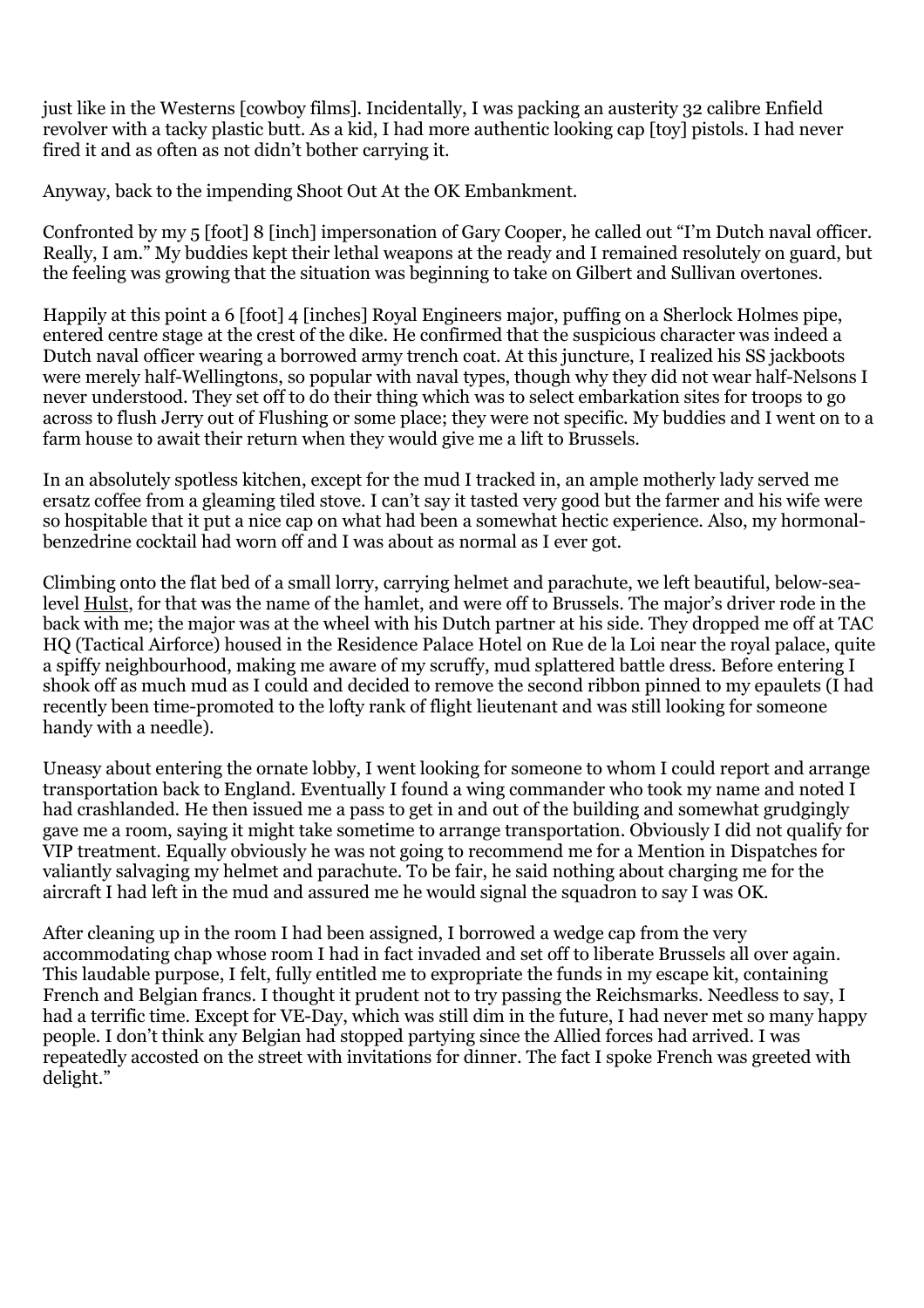just like in the Westerns [cowboy films]. Incidentally, I was packing an austerity 32 calibre Enfield revolver with a tacky plastic butt. As a kid, I had more authentic looking cap [toy] pistols. I had never fired it and as often as not didn't bother carrying it.

Anyway, back to the impending Shoot Out At the OK Embankment.

Confronted by my 5 [foot] 8 [inch] impersonation of Gary Cooper, he called out "I'm Dutch naval officer. Really, I am." My buddies kept their lethal weapons at the ready and I remained resolutely on guard, but the feeling was growing that the situation was beginning to take on Gilbert and Sullivan overtones.

Happily at this point a 6 [foot] 4 [inches] Royal Engineers major, puffing on a Sherlock Holmes pipe, entered centre stage at the crest of the dike. He confirmed that the suspicious character was indeed a Dutch naval officer wearing a borrowed army trench coat. At this juncture, I realized his SS jackboots were merely half-Wellingtons, so popular with naval types, though why they did not wear half-Nelsons I never understood. They set off to do their thing which was to select embarkation sites for troops to go across to flush Jerry out of Flushing or some place; they were not specific. My buddies and I went on to a farm house to await their return when they would give me a lift to Brussels.

In an absolutely spotless kitchen, except for the mud I tracked in, an ample motherly lady served me ersatz coffee from a gleaming tiled stove. I can't say it tasted very good but the farmer and his wife were so hospitable that it put a nice cap on what had been a somewhat hectic experience. Also, my hormonal-benzedrine cocktail had worn off and I was about as normal as I ever got.

Climbing onto the flat bed of a small lorry, carrying helmet and parachute, we left beautiful, below-sea-level Hulst, for that was the name of the hamlet, and were off to Brussels. The major's driver rode in the back with me; the major was at the wheel with his Dutch partner at his side. They dropped me off at TAC HQ (Tactical Airforce) housed in the Residence Palace Hotel on Rue de la Loi near the royal palace, quite a spiffy neighbourhood, making me aware of my scruffy, mud splattered battle dress. Before entering I shook off as much mud as I could and decided to remove the second ribbon pinned to my epaulets (I had recently been time-promoted to the lofty rank of flight lieutenant and was still looking for someone handy with a needle).

Uneasy about entering the ornate lobby, I went looking for someone to whom I could report and arrange transportation back to England. Eventually I found a wing commander who took my name and noted I had crashlanded. He then issued me a pass to get in and out of the building and somewhat grudgingly gave me a room, saying it might take sometime to arrange transportation. Obviously I did not qualify for VIP treatment. Equally obviously he was not going to recommend me for a Mention in Dispatches for valiantly salvaging my helmet and parachute. To be fair, he said nothing about charging me for the aircraft I had left in the mud and assured me he would signal the squadron to say I was OK.

After cleaning up in the room I had been assigned, I borrowed a wedge cap from the very accommodating chap whose room I had in fact invaded and set off to liberate Brussels all over again. This laudable purpose, I felt, fully entitled me to expropriate the funds in my escape kit, containing French and Belgian francs. I thought it prudent not to try passing the Reichsmarks. Needless to say, I had a terrific time. Except for VE-Day, which was still dim in the future, I had never met so many happy people. I don't think any Belgian had stopped partying since the Allied forces had arrived. I was repeatedly accosted on the street with invitations for dinner. The fact I spoke French was greeted with delight."